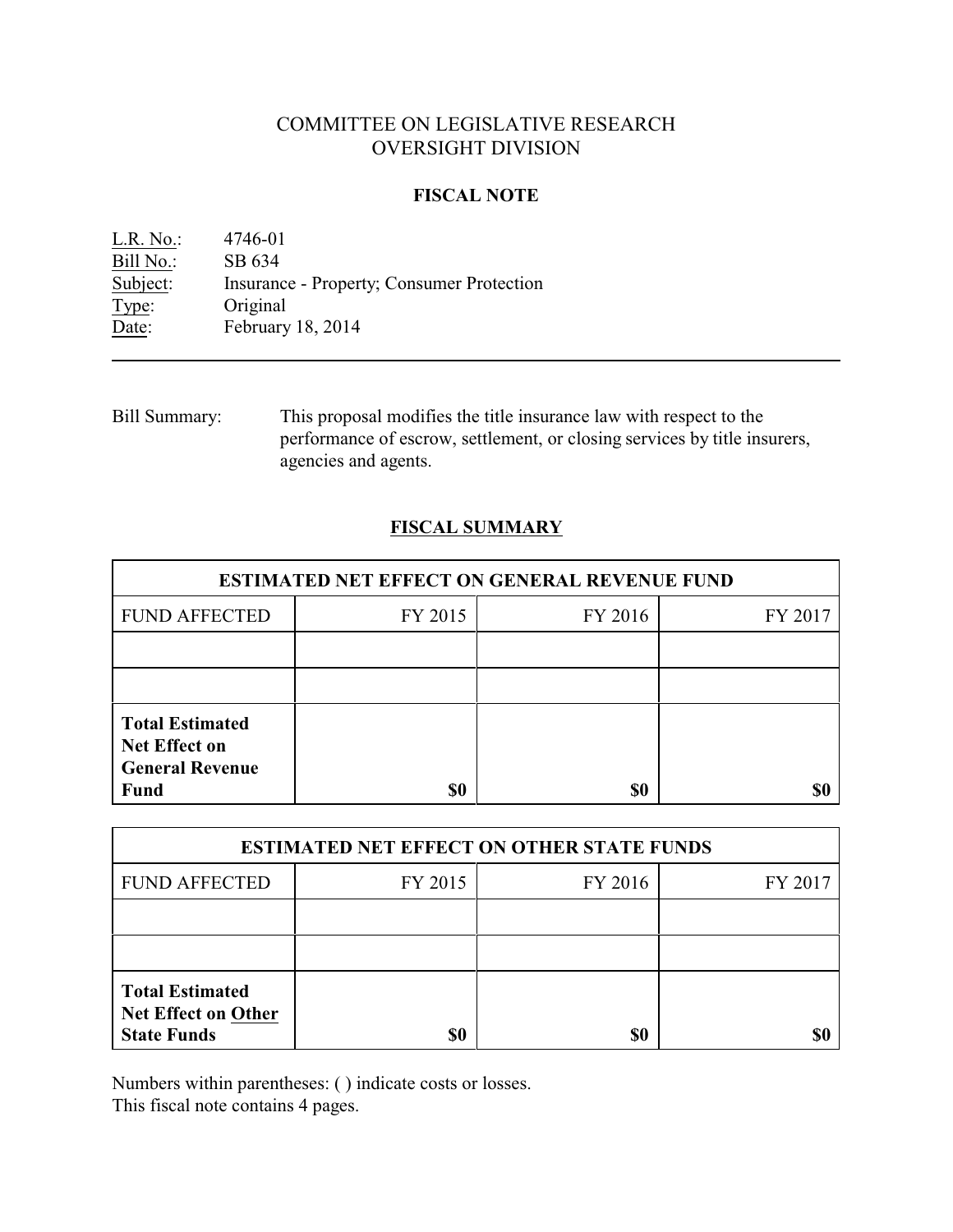# COMMITTEE ON LEGISLATIVE RESEARCH
# OVERSIGHT DIVISION

## FISCAL NOTE

L.R. No.: 4746-01
Bill No.: SB 634
Subject: Insurance - Property; Consumer Protection
Type: Original
Date: February 18, 2014

---

Bill Summary: This proposal modifies the title insurance law with respect to the performance of escrow, settlement, or closing services by title insurers, agencies and agents.

## FISCAL SUMMARY

| ESTIMATED NET EFFECT ON GENERAL REVENUE FUND | | | |
|---|---|---|---|
| FUND AFFECTED | FY 2015 | FY 2016 | FY 2017 |
| | | | |
| | | | |
| **Total Estimated Net Effect on General Revenue Fund** | **$0** | **$0** | **$0** |

| ESTIMATED NET EFFECT ON OTHER STATE FUNDS | | | |
|---|---|---|---|
| FUND AFFECTED | FY 2015 | FY 2016 | FY 2017 |
| | | | |
| | | | |
| **Total Estimated Net Effect on Other State Funds** | **$0** | **$0** | **$0** |

Numbers within parentheses: ( ) indicate costs or losses.
This fiscal note contains 4 pages.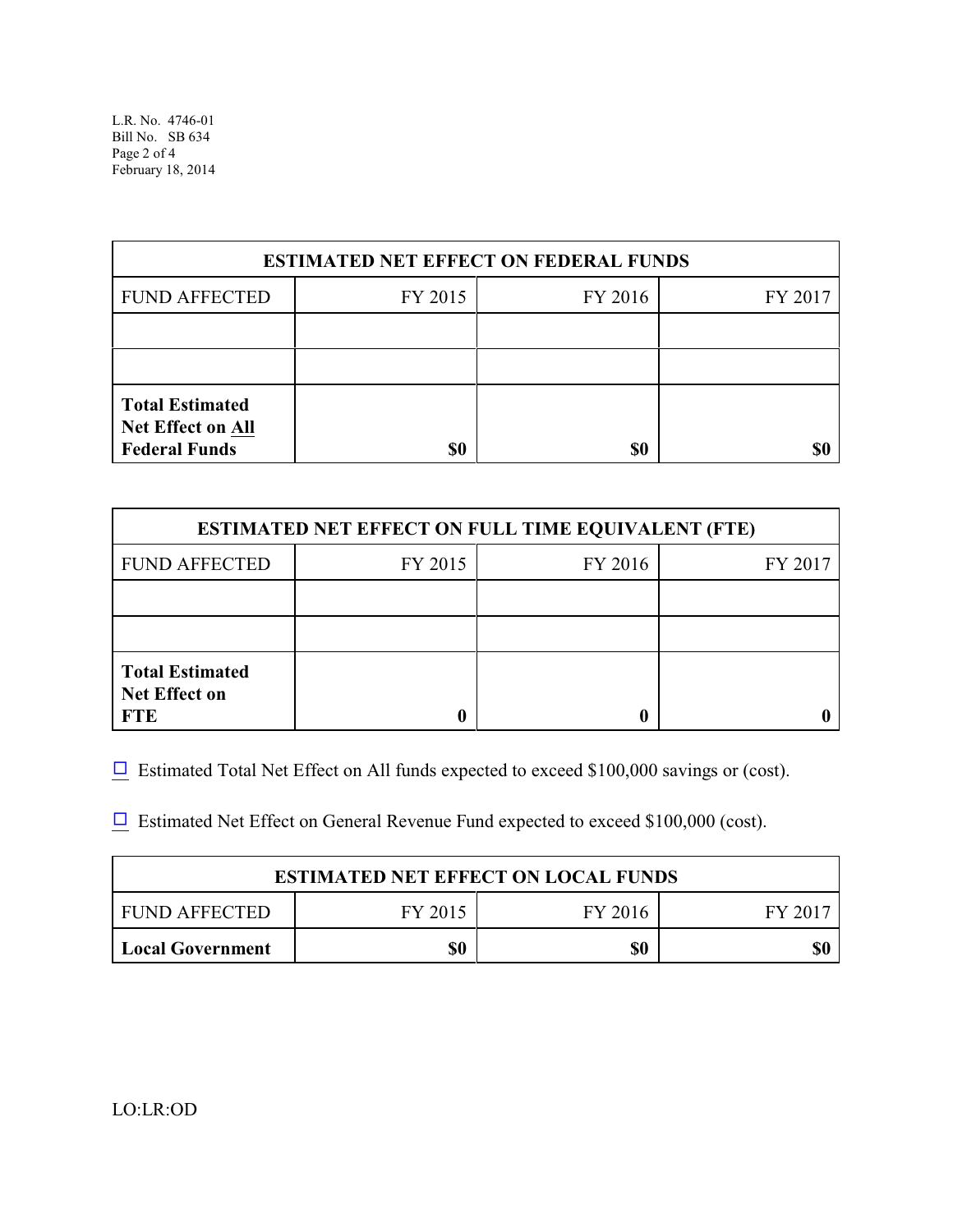| ESTIMATED NET EFFECT ON FEDERAL FUNDS | | | |
|---|---|---|---|
| FUND AFFECTED | FY 2015 | FY 2016 | FY 2017 |
| | | | |
| | | | |
| **Total Estimated Net Effect on All Federal Funds** | **$0** | **$0** | **$0** |

| ESTIMATED NET EFFECT ON FULL TIME EQUIVALENT (FTE) | | | |
|---|---|---|---|
| FUND AFFECTED | FY 2015 | FY 2016 | FY 2017 |
| | | | |
| | | | |
| **Total Estimated Net Effect on FTE** | **0** | **0** | **0** |

☐ Estimated Total Net Effect on All funds expected to exceed $100,000 savings or (cost).

☐ Estimated Net Effect on General Revenue Fund expected to exceed $100,000 (cost).

| ESTIMATED NET EFFECT ON LOCAL FUNDS | | | |
|---|---|---|---|
| FUND AFFECTED | FY 2015 | FY 2016 | FY 2017 |
| **Local Government** | **$0** | **$0** | **$0** |

LO:LR:OD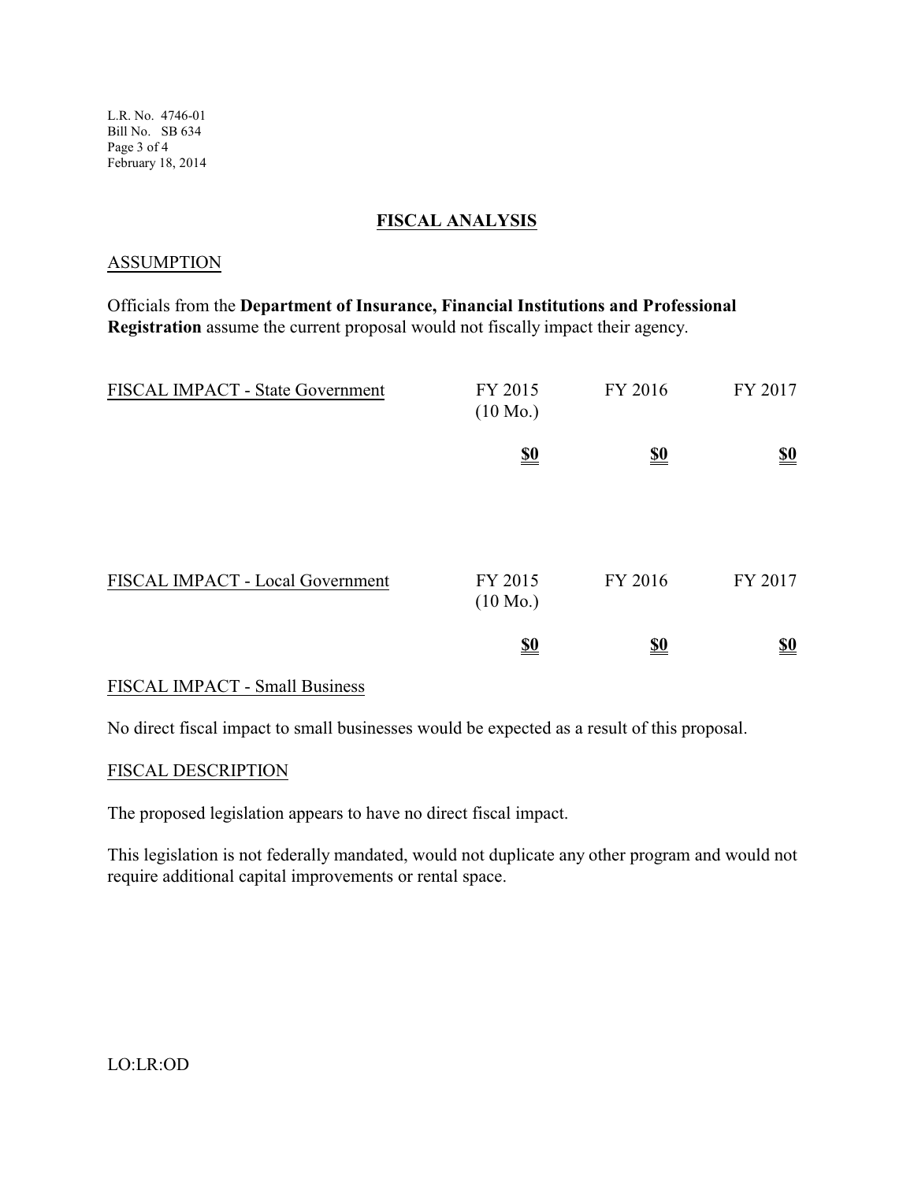## FISCAL ANALYSIS

### ASSUMPTION

Officials from the **Department of Insurance, Financial Institutions and Professional Registration** assume the current proposal would not fiscally impact their agency.

| FISCAL IMPACT - State Government | FY 2015 (10 Mo.) | FY 2016 | FY 2017 |
|---|---|---|---|
| | **$0** | **$0** | **$0** |

| FISCAL IMPACT - Local Government | FY 2015 (10 Mo.) | FY 2016 | FY 2017 |
|---|---|---|---|
| | **$0** | **$0** | **$0** |

### FISCAL IMPACT - Small Business

No direct fiscal impact to small businesses would be expected as a result of this proposal.

### FISCAL DESCRIPTION

The proposed legislation appears to have no direct fiscal impact.

This legislation is not federally mandated, would not duplicate any other program and would not require additional capital improvements or rental space.

LO:LR:OD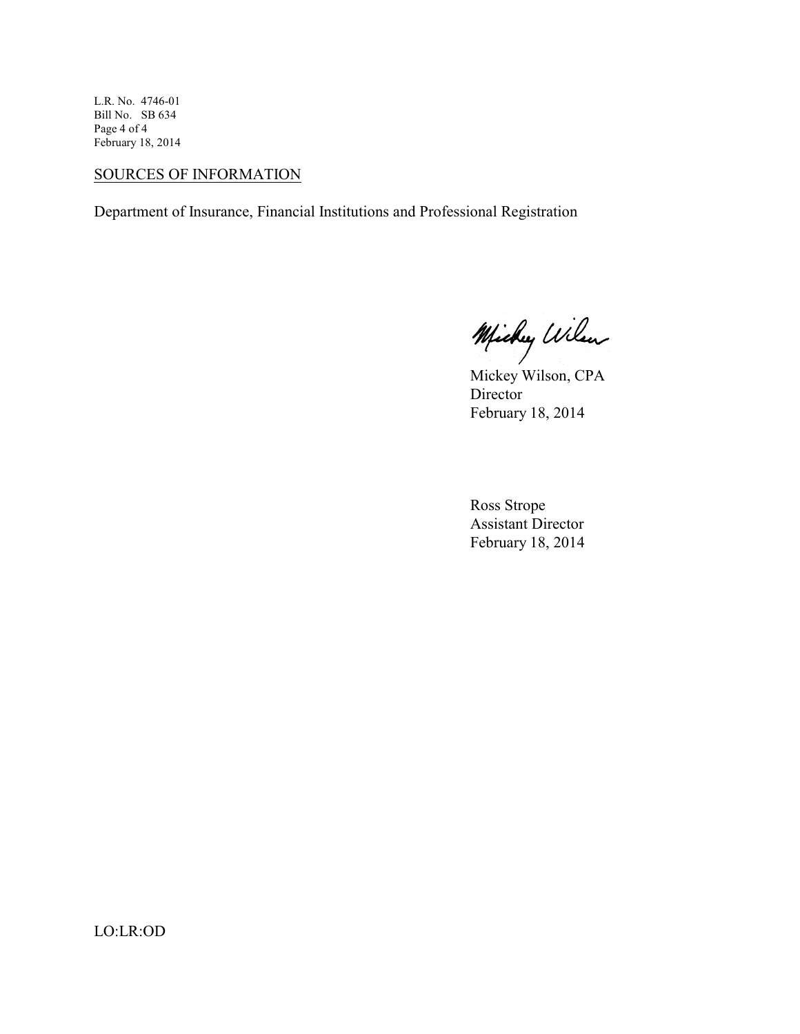## SOURCES OF INFORMATION

Department of Insurance, Financial Institutions and Professional Registration

Mickey Wilson, CPA
Director
February 18, 2014

Ross Strope
Assistant Director
February 18, 2014

LO:LR:OD